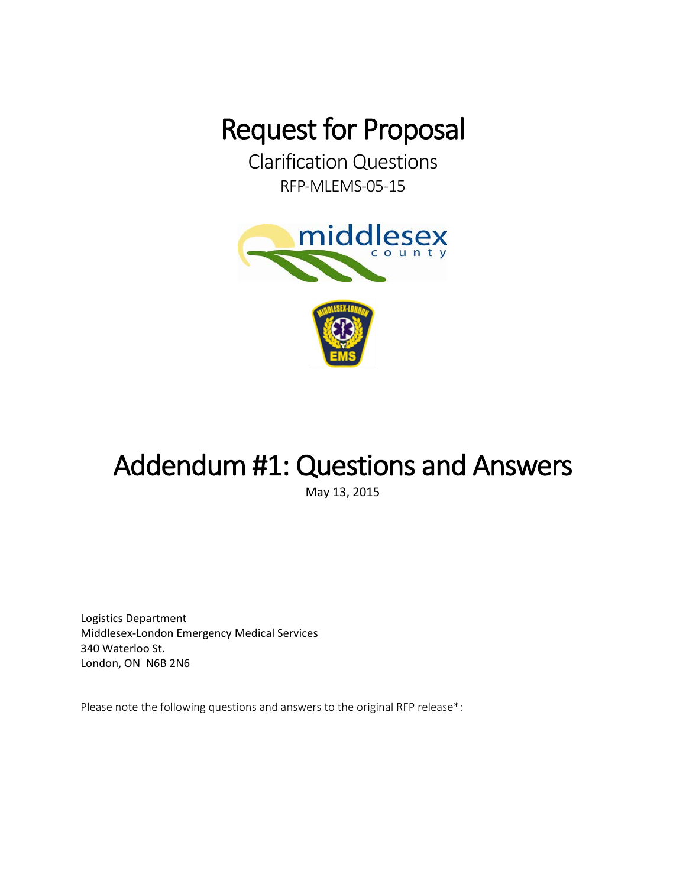# Request for Proposal

Clarification Questions

RFP-MLEMS-05-15

# Addendum #1: Questions and Answers

May 13, 2015

Logistics Department
Middlesex-London Emergency Medical Services
340 Waterloo St.
London, ON N6B 2N6

Please note the following questions and answers to the original RFP release*: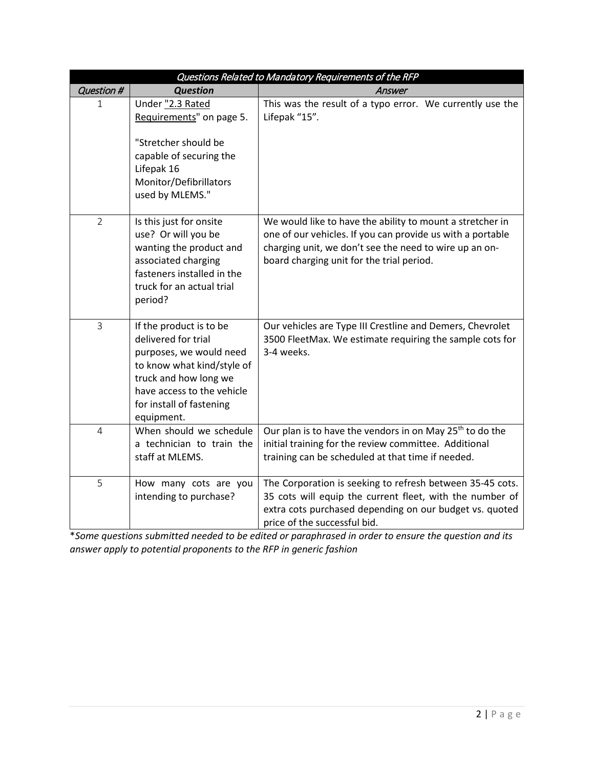| *Questions Related to Mandatory Requirements of the RFP* | | |
|---|---|---|
| *Question #* | **Question** | *Answer* |
| 1 | Under "2.3 Rated Requirements" on page 5.<br><br>"Stretcher should be capable of securing the Lifepak 16 Monitor/Defibrillators used by MLEMS." | This was the result of a typo error. We currently use the Lifepak "15". |
| 2 | Is this just for onsite use? Or will you be wanting the product and associated charging fasteners installed in the truck for an actual trial period? | We would like to have the ability to mount a stretcher in one of our vehicles. If you can provide us with a portable charging unit, we don't see the need to wire up an on-board charging unit for the trial period. |
| 3 | If the product is to be delivered for trial purposes, we would need to know what kind/style of truck and how long we have access to the vehicle for install of fastening equipment. | Our vehicles are Type III Crestline and Demers, Chevrolet 3500 FleetMax. We estimate requiring the sample cots for 3-4 weeks. |
| 4 | When should we schedule a technician to train the staff at MLEMS. | Our plan is to have the vendors in on May 25th to do the initial training for the review committee. Additional training can be scheduled at that time if needed. |
| 5 | How many cots are you intending to purchase? | The Corporation is seeking to refresh between 35-45 cots. 35 cots will equip the current fleet, with the number of extra cots purchased depending on our budget vs. quoted price of the successful bid. |

**Some questions submitted needed to be edited or paraphrased in order to ensure the question and its answer apply to potential proponents to the RFP in generic fashion*